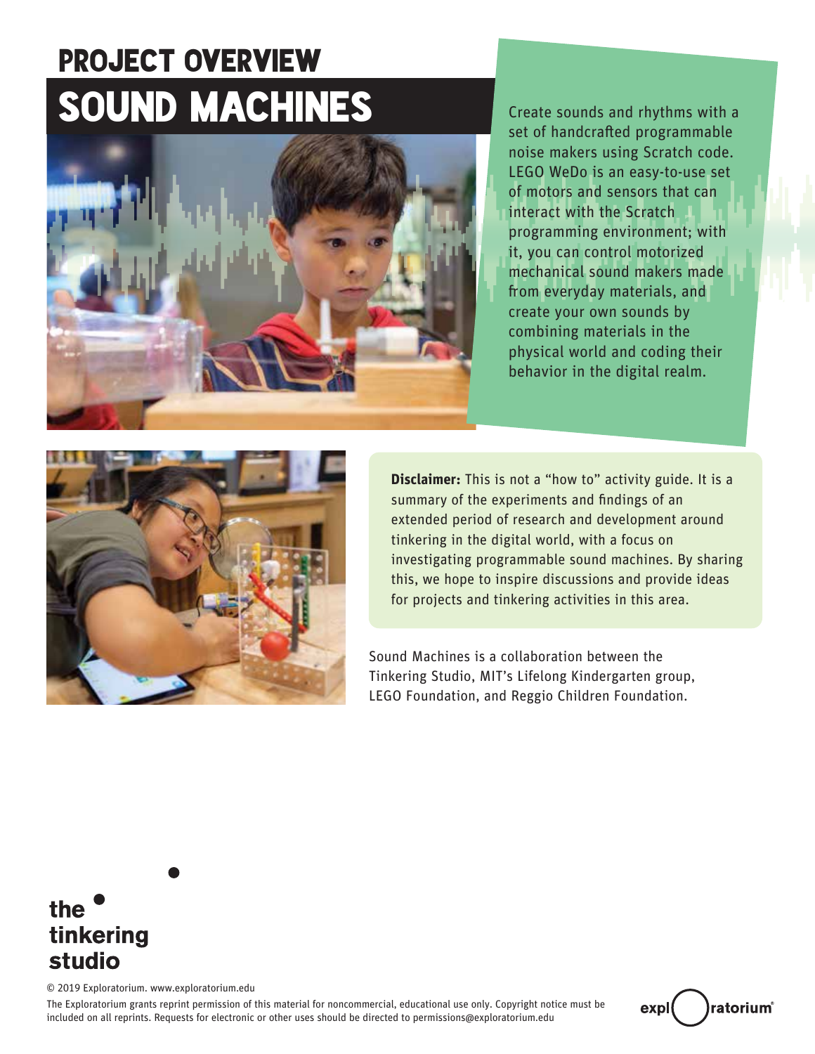# PROJECT OVERVIEW

# SOUND MACHINES

Create sounds and rhythms with a set of handcrafted programmable noise makers using Scratch code. LEGO WeDo is an easy-to-use set of motors and sensors that can interact with the Scratch programming environment; with it, you can control motorized mechanical sound makers made from everyday materials, and create your own sounds by combining materials in the physical world and coding their behavior in the digital realm.

**Disclaimer:** This is not a "how to" activity guide. It is a summary of the experiments and findings of an extended period of research and development around tinkering in the digital world, with a focus on investigating programmable sound machines. By sharing this, we hope to inspire discussions and provide ideas for projects and tinkering activities in this area.

Sound Machines is a collaboration between the Tinkering Studio, MIT's Lifelong Kindergarten group, LEGO Foundation, and Reggio Children Foundation.

the tinkering studio

© 2019 Exploratorium. www.exploratorium.edu

The Exploratorium grants reprint permission of this material for noncommercial, educational use only. Copyright notice must be included on all reprints. Requests for electronic or other uses should be directed to permissions@exploratorium.edu

exploratorium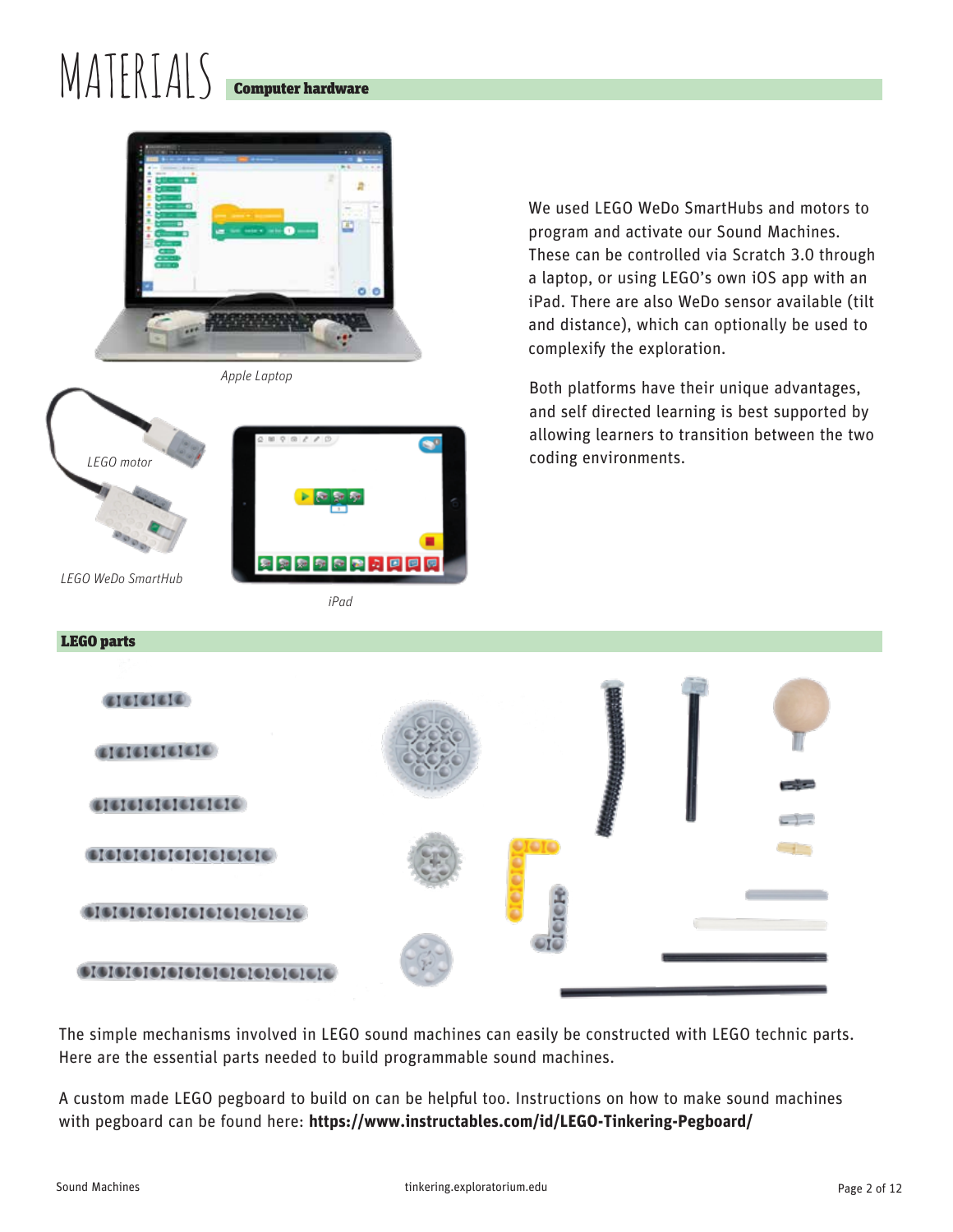# MATERIALS

## Computer hardware

Apple Laptop

LEGO motor

LEGO WeDo SmartHub

iPad

We used LEGO WeDo SmartHubs and motors to program and activate our Sound Machines. These can be controlled via Scratch 3.0 through a laptop, or using LEGO's own iOS app with an iPad. There are also WeDo sensor available (tilt and distance), which can optionally be used to complexify the exploration.

Both platforms have their unique advantages, and self directed learning is best supported by allowing learners to transition between the two coding environments.

## LEGO parts

The simple mechanisms involved in LEGO sound machines can easily be constructed with LEGO technic parts. Here are the essential parts needed to build programmable sound machines.

A custom made LEGO pegboard to build on can be helpful too. Instructions on how to make sound machines with pegboard can be found here: **https://www.instructables.com/id/LEGO-Tinkering-Pegboard/**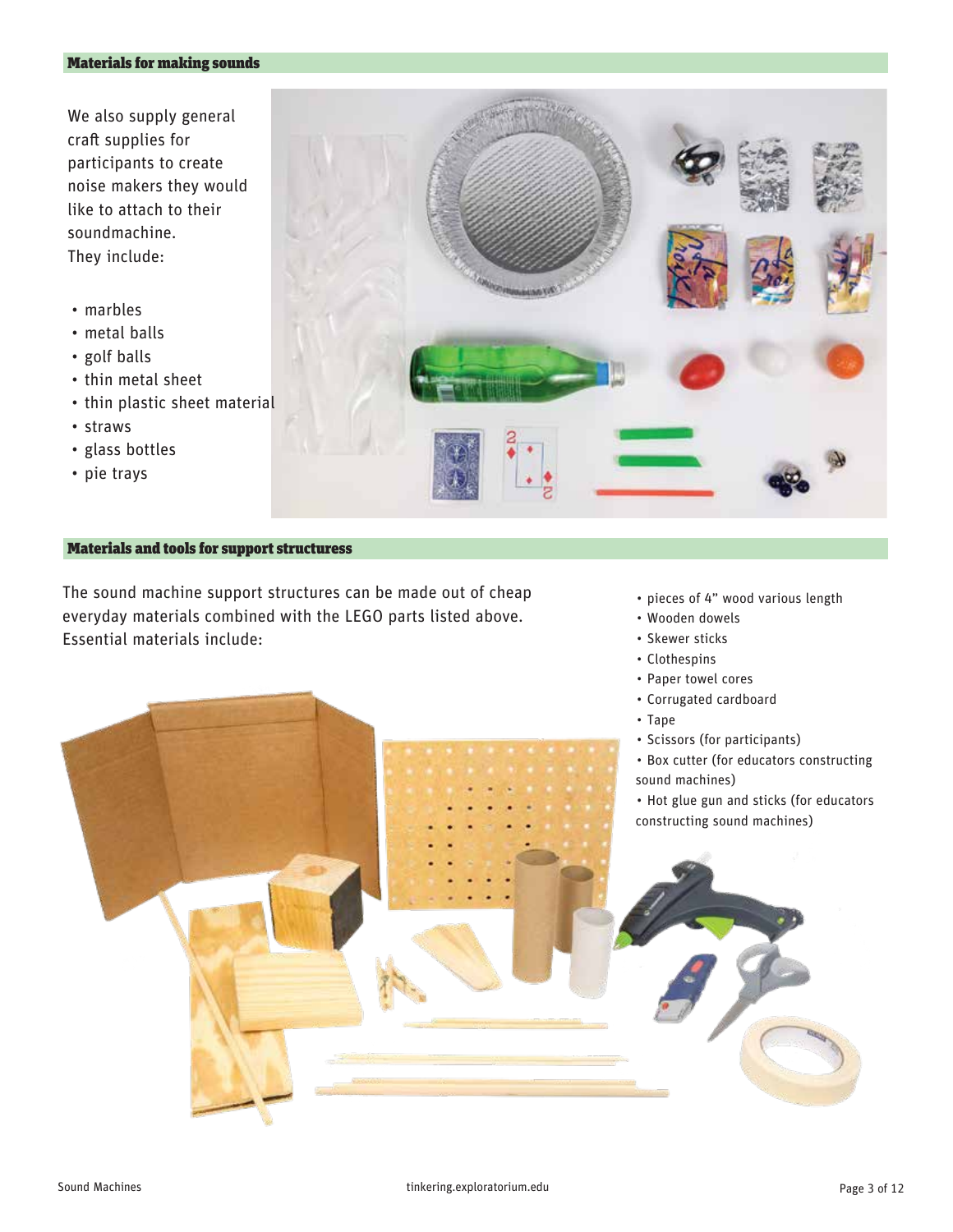## Materials for making sounds

We also supply general craft supplies for participants to create noise makers they would like to attach to their soundmachine. They include:

- marbles
- metal balls
- golf balls
- thin metal sheet
- thin plastic sheet material
- straws
- glass bottles
- pie trays

## Materials and tools for support structuress

The sound machine support structures can be made out of cheap everyday materials combined with the LEGO parts listed above. Essential materials include:

- pieces of 4" wood various length
- Wooden dowels
- Skewer sticks
- Clothespins
- Paper towel cores
- Corrugated cardboard
- Tape
- Scissors (for participants)
- Box cutter (for educators constructing sound machines)
- Hot glue gun and sticks (for educators constructing sound machines)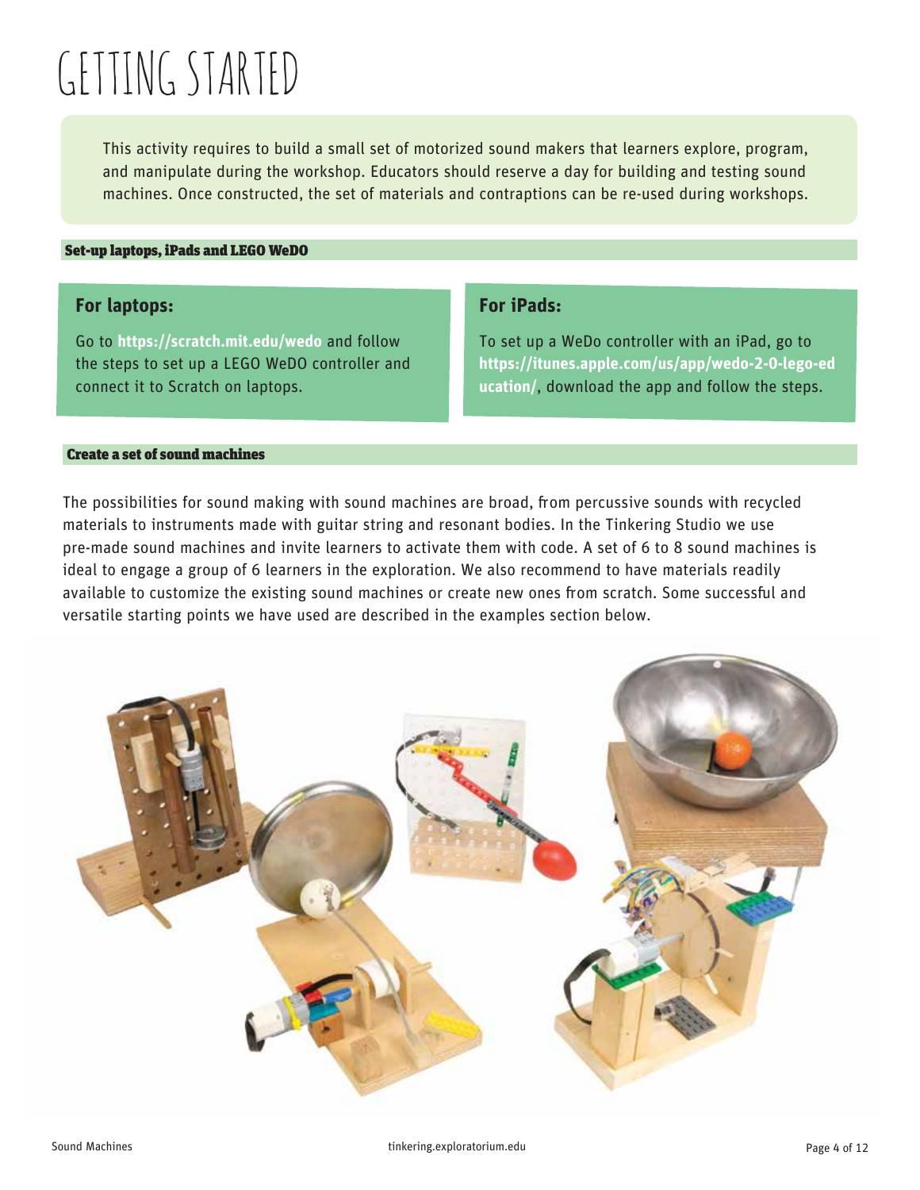# GETTING STARTED

This activity requires to build a small set of motorized sound makers that learners explore, program, and manipulate during the workshop. Educators should reserve a day for building and testing sound machines. Once constructed, the set of materials and contraptions can be re-used during workshops.

### Set-up laptops, iPads and LEGO WeDO

**For laptops:**

Go to **https://scratch.mit.edu/wedo** and follow the steps to set up a LEGO WeDO controller and connect it to Scratch on laptops.

**For iPads:**

To set up a WeDo controller with an iPad, go to **https://itunes.apple.com/us/app/wedo-2-0-lego-education/**, download the app and follow the steps.

### Create a set of sound machines

The possibilities for sound making with sound machines are broad, from percussive sounds with recycled materials to instruments made with guitar string and resonant bodies. In the Tinkering Studio we use pre-made sound machines and invite learners to activate them with code. A set of 6 to 8 sound machines is ideal to engage a group of 6 learners in the exploration. We also recommend to have materials readily available to customize the existing sound machines or create new ones from scratch. Some successful and versatile starting points we have used are described in the examples section below.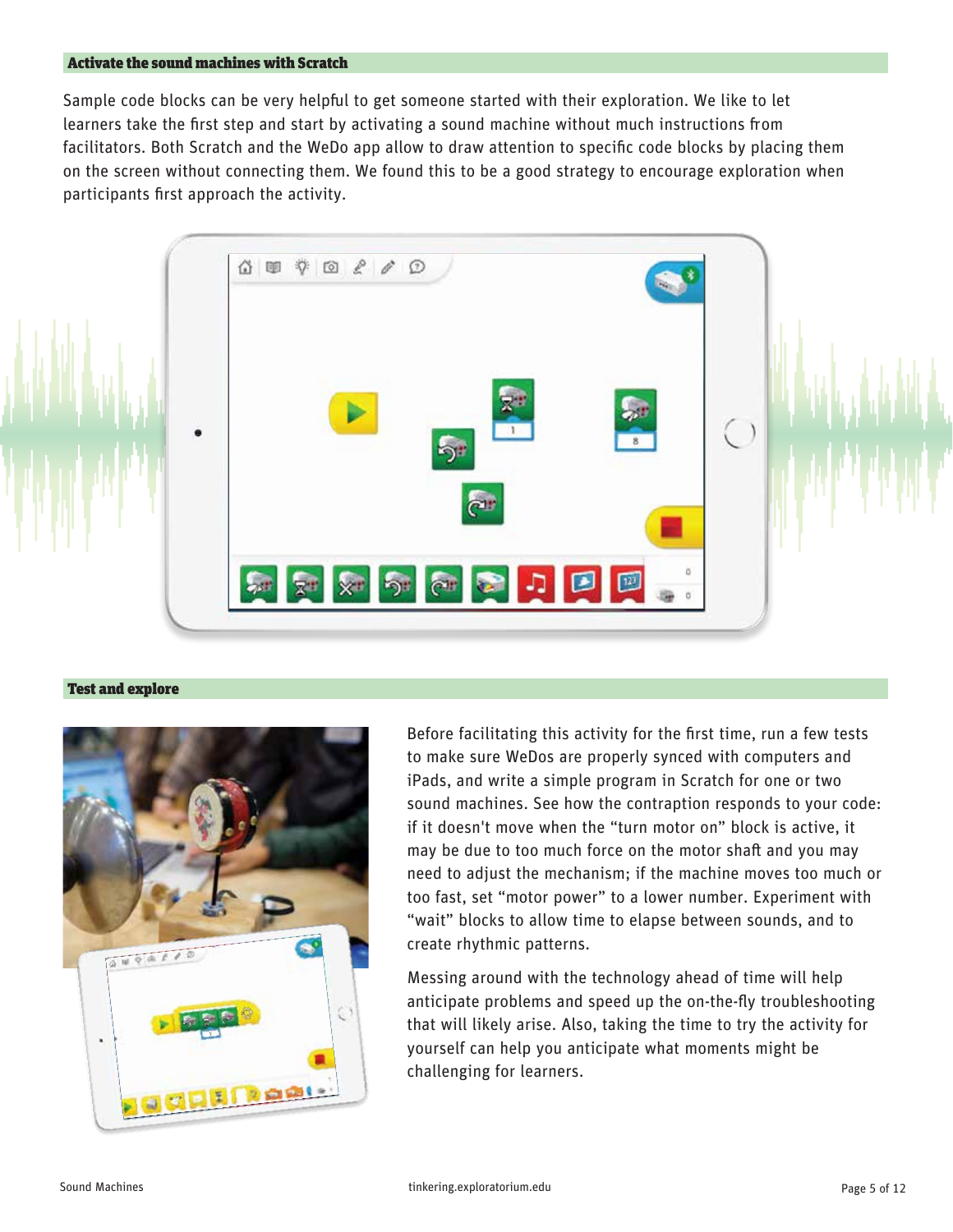## Activate the sound machines with Scratch

Sample code blocks can be very helpful to get someone started with their exploration. We like to let learners take the first step and start by activating a sound machine without much instructions from facilitators. Both Scratch and the WeDo app allow to draw attention to specific code blocks by placing them on the screen without connecting them. We found this to be a good strategy to encourage exploration when participants first approach the activity.

## Test and explore

Before facilitating this activity for the first time, run a few tests to make sure WeDos are properly synced with computers and iPads, and write a simple program in Scratch for one or two sound machines. See how the contraption responds to your code: if it doesn't move when the "turn motor on" block is active, it may be due to too much force on the motor shaft and you may need to adjust the mechanism; if the machine moves too much or too fast, set "motor power" to a lower number. Experiment with "wait" blocks to allow time to elapse between sounds, and to create rhythmic patterns.

Messing around with the technology ahead of time will help anticipate problems and speed up the on-the-fly troubleshooting that will likely arise. Also, taking the time to try the activity for yourself can help you anticipate what moments might be challenging for learners.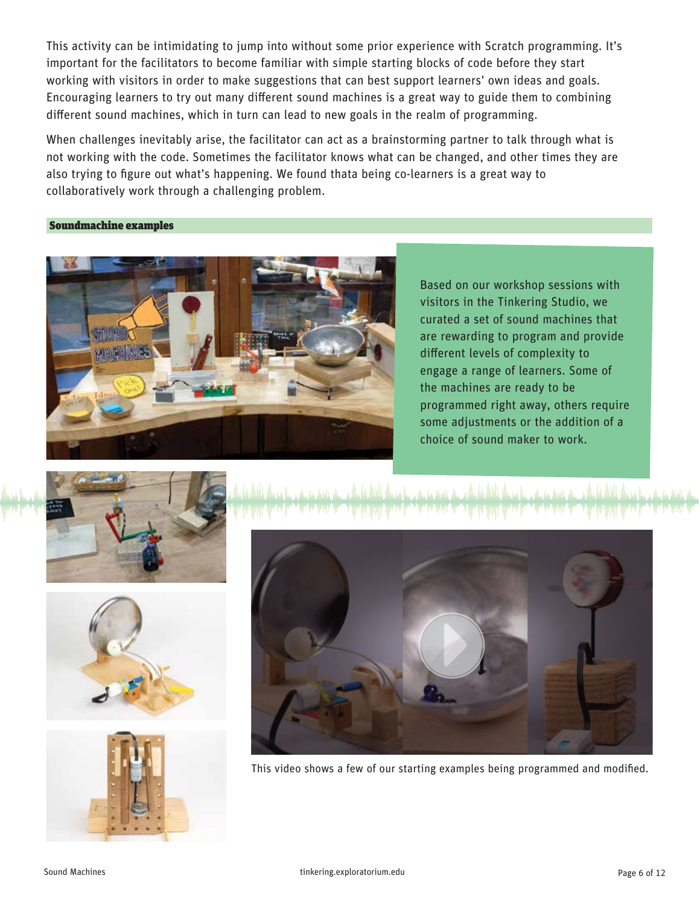This activity can be intimidating to jump into without some prior experience with Scratch programming. It's important for the facilitators to become familiar with simple starting blocks of code before they start working with visitors in order to make suggestions that can best support learners' own ideas and goals. Encouraging learners to try out many different sound machines is a great way to guide them to combining different sound machines, which in turn can lead to new goals in the realm of programming.

When challenges inevitably arise, the facilitator can act as a brainstorming partner to talk through what is not working with the code. Sometimes the facilitator knows what can be changed, and other times they are also trying to figure out what's happening. We found thata being co-learners is a great way to collaboratively work through a challenging problem.

### Soundmachine examples

Based on our workshop sessions with visitors in the Tinkering Studio, we curated a set of sound machines that are rewarding to program and provide different levels of complexity to engage a range of learners. Some of the machines are ready to be programmed right away, others require some adjustments or the addition of a choice of sound maker to work.

This video shows a few of our starting examples being programmed and modified.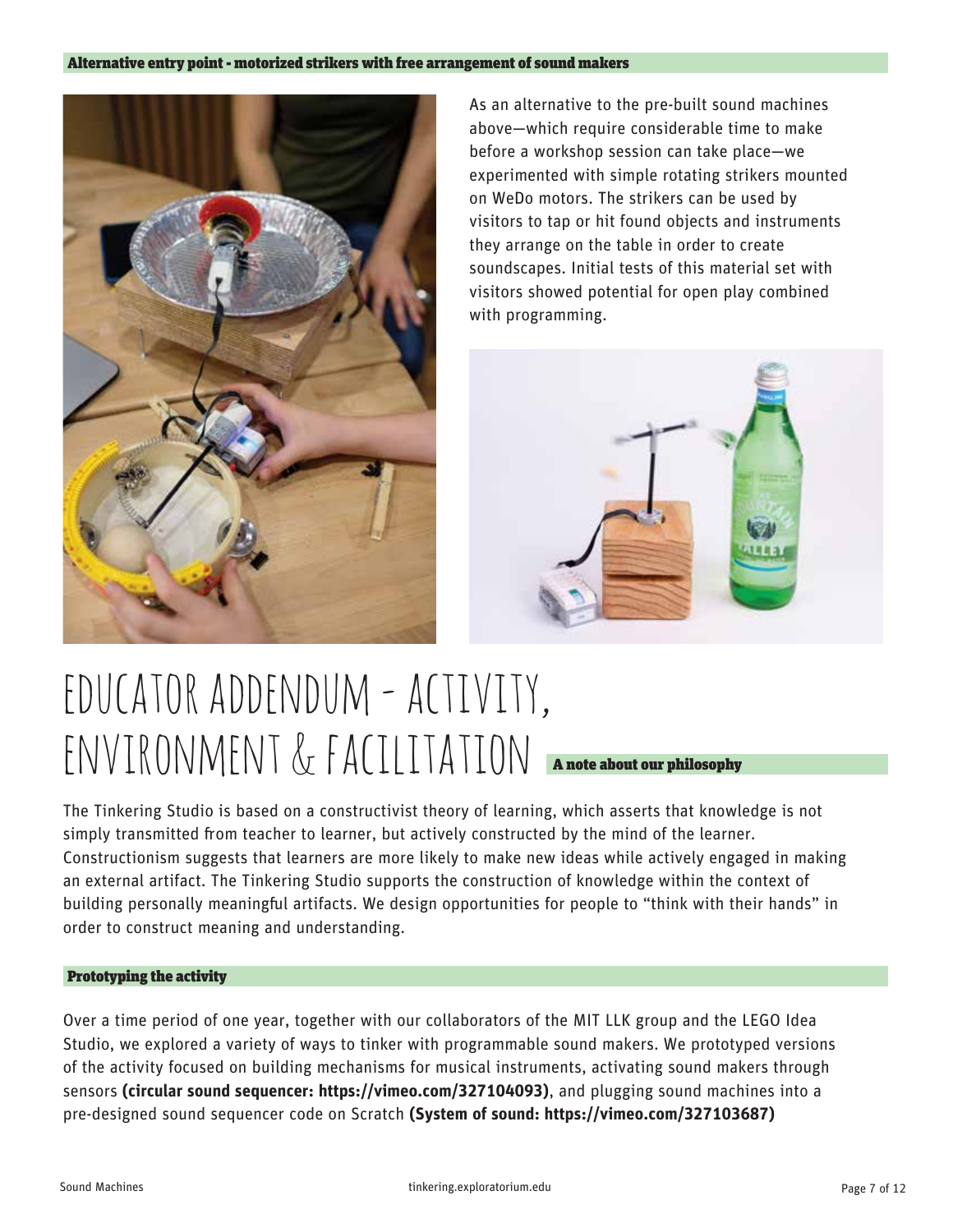### Alternative entry point - motorized strikers with free arrangement of sound makers

As an alternative to the pre-built sound machines above—which require considerable time to make before a workshop session can take place—we experimented with simple rotating strikers mounted on WeDo motors. The strikers can be used by visitors to tap or hit found objects and instruments they arrange on the table in order to create soundscapes. Initial tests of this material set with visitors showed potential for open play combined with programming.

# EDUCATOR ADDENDUM - ACTIVITY, ENVIRONMENT & FACILITATION

### A note about our philosophy

The Tinkering Studio is based on a constructivist theory of learning, which asserts that knowledge is not simply transmitted from teacher to learner, but actively constructed by the mind of the learner. Constructionism suggests that learners are more likely to make new ideas while actively engaged in making an external artifact. The Tinkering Studio supports the construction of knowledge within the context of building personally meaningful artifacts. We design opportunities for people to “think with their hands” in order to construct meaning and understanding.

### Prototyping the activity

Over a time period of one year, together with our collaborators of the MIT LLK group and the LEGO Idea Studio, we explored a variety of ways to tinker with programmable sound makers. We prototyped versions of the activity focused on building mechanisms for musical instruments, activating sound makers through sensors **(circular sound sequencer: https://vimeo.com/327104093)**, and plugging sound machines into a pre-designed sound sequencer code on Scratch **(System of sound: https://vimeo.com/327103687)**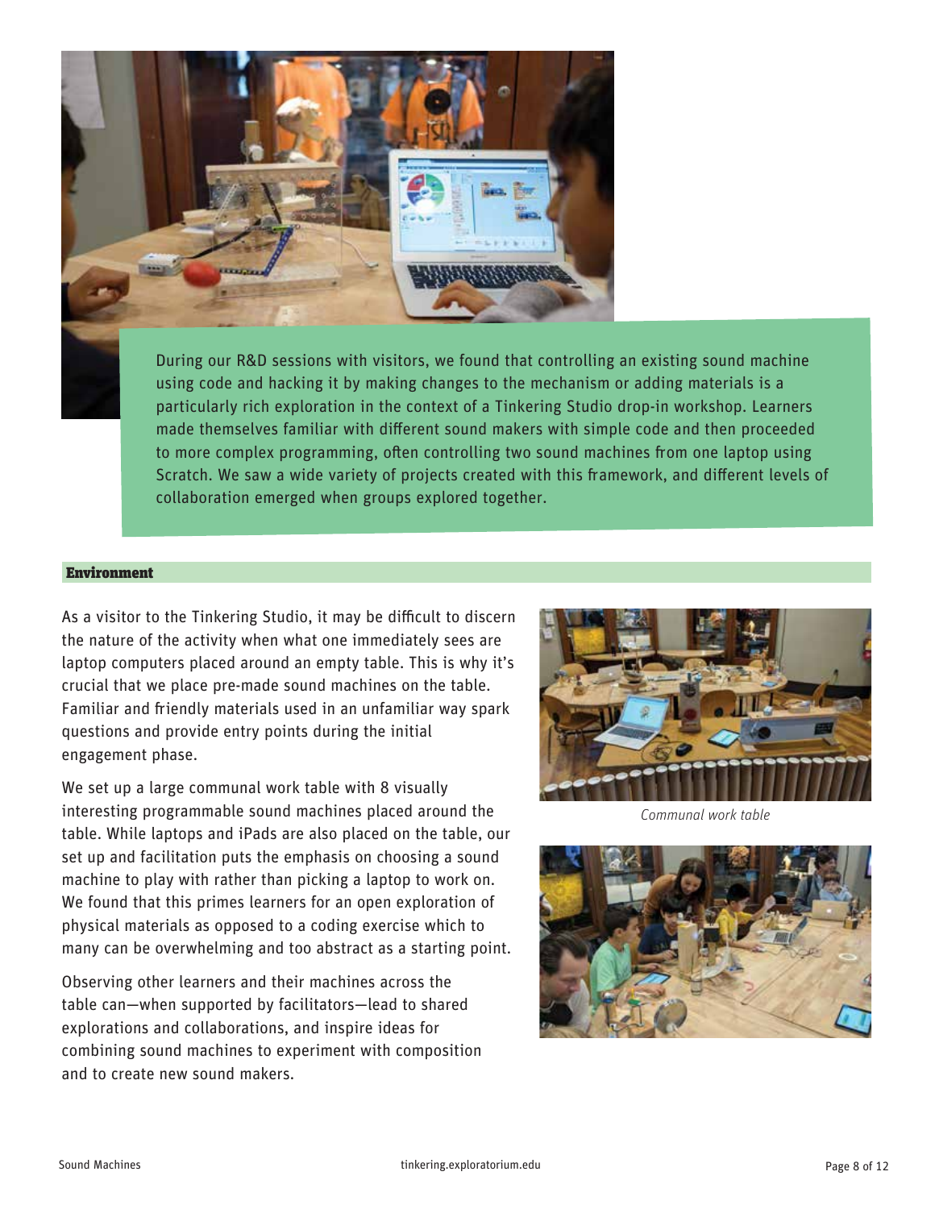During our R&D sessions with visitors, we found that controlling an existing sound machine using code and hacking it by making changes to the mechanism or adding materials is a particularly rich exploration in the context of a Tinkering Studio drop-in workshop. Learners made themselves familiar with different sound makers with simple code and then proceeded to more complex programming, often controlling two sound machines from one laptop using Scratch. We saw a wide variety of projects created with this framework, and different levels of collaboration emerged when groups explored together.

## Environment

As a visitor to the Tinkering Studio, it may be difficult to discern the nature of the activity when what one immediately sees are laptop computers placed around an empty table. This is why it's crucial that we place pre-made sound machines on the table. Familiar and friendly materials used in an unfamiliar way spark questions and provide entry points during the initial engagement phase.

We set up a large communal work table with 8 visually interesting programmable sound machines placed around the table. While laptops and iPads are also placed on the table, our set up and facilitation puts the emphasis on choosing a sound machine to play with rather than picking a laptop to work on. We found that this primes learners for an open exploration of physical materials as opposed to a coding exercise which to many can be overwhelming and too abstract as a starting point.

Observing other learners and their machines across the table can—when supported by facilitators—lead to shared explorations and collaborations, and inspire ideas for combining sound machines to experiment with composition and to create new sound makers.

*Communal work table*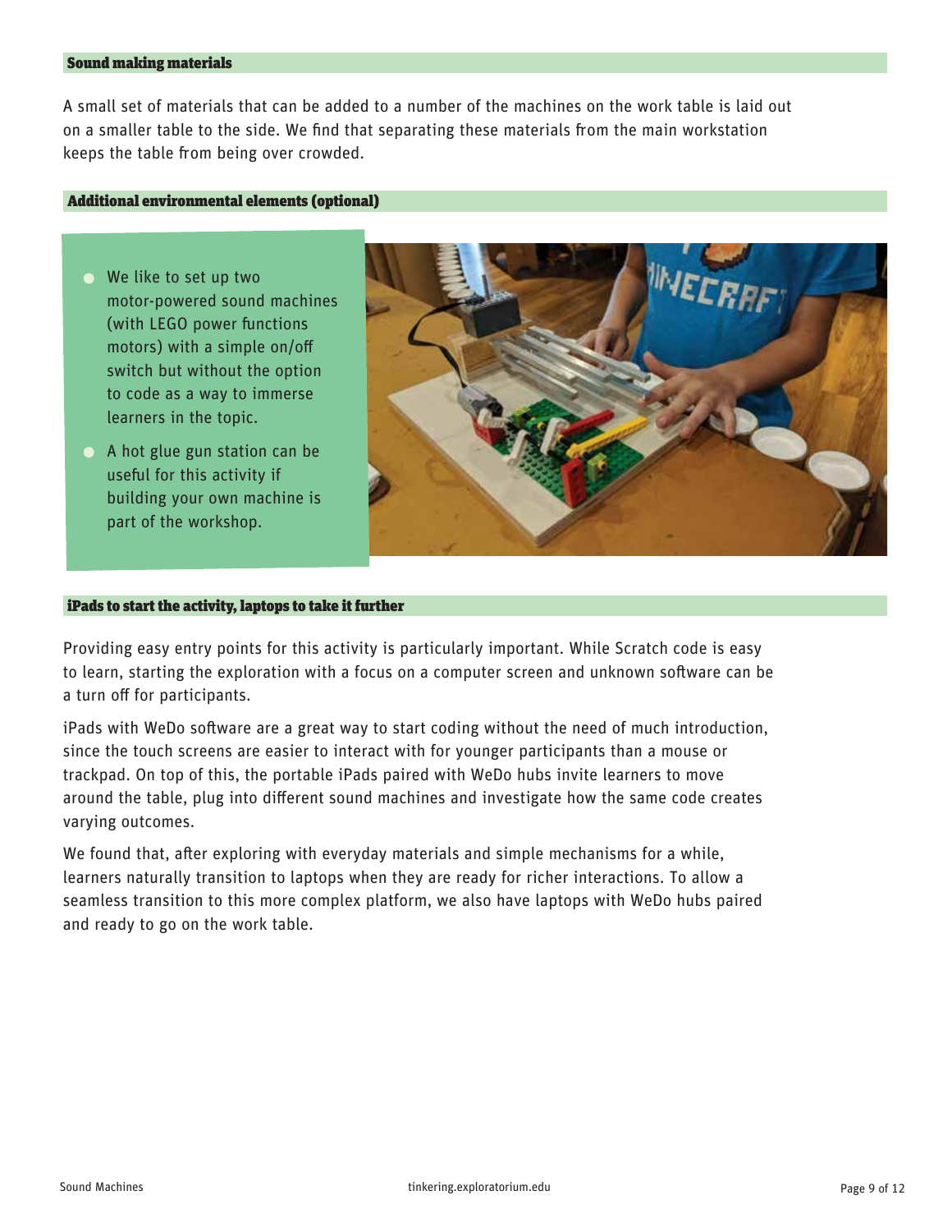## Sound making materials

A small set of materials that can be added to a number of the machines on the work table is laid out on a smaller table to the side. We find that separating these materials from the main workstation keeps the table from being over crowded.

## Additional environmental elements (optional)

- We like to set up two motor-powered sound machines (with LEGO power functions motors) with a simple on/off switch but without the option to code as a way to immerse learners in the topic.
- A hot glue gun station can be useful for this activity if building your own machine is part of the workshop.

## iPads to start the activity, laptops to take it further

Providing easy entry points for this activity is particularly important. While Scratch code is easy to learn, starting the exploration with a focus on a computer screen and unknown software can be a turn off for participants.

iPads with WeDo software are a great way to start coding without the need of much introduction, since the touch screens are easier to interact with for younger participants than a mouse or trackpad. On top of this, the portable iPads paired with WeDo hubs invite learners to move around the table, plug into different sound machines and investigate how the same code creates varying outcomes.

We found that, after exploring with everyday materials and simple mechanisms for a while, learners naturally transition to laptops when they are ready for richer interactions. To allow a seamless transition to this more complex platform, we also have laptops with WeDo hubs paired and ready to go on the work table.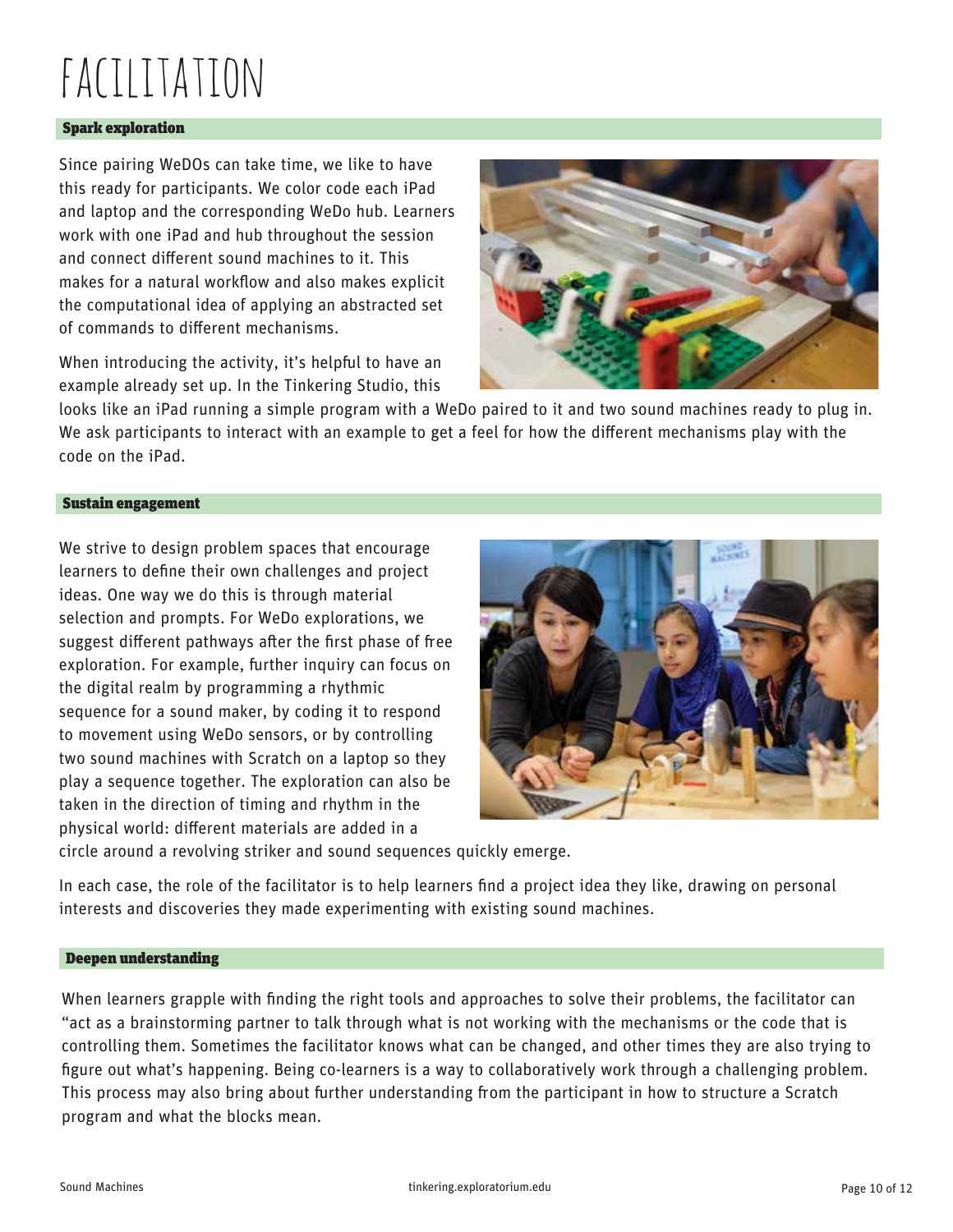# FACILITATION

## Spark exploration

Since pairing WeDOs can take time, we like to have this ready for participants. We color code each iPad and laptop and the corresponding WeDo hub. Learners work with one iPad and hub throughout the session and connect different sound machines to it. This makes for a natural workflow and also makes explicit the computational idea of applying an abstracted set of commands to different mechanisms.

When introducing the activity, it's helpful to have an example already set up. In the Tinkering Studio, this looks like an iPad running a simple program with a WeDo paired to it and two sound machines ready to plug in. We ask participants to interact with an example to get a feel for how the different mechanisms play with the code on the iPad.

## Sustain engagement

We strive to design problem spaces that encourage learners to define their own challenges and project ideas. One way we do this is through material selection and prompts. For WeDo explorations, we suggest different pathways after the first phase of free exploration. For example, further inquiry can focus on the digital realm by programming a rhythmic sequence for a sound maker, by coding it to respond to movement using WeDo sensors, or by controlling two sound machines with Scratch on a laptop so they play a sequence together. The exploration can also be taken in the direction of timing and rhythm in the physical world: different materials are added in a circle around a revolving striker and sound sequences quickly emerge.

In each case, the role of the facilitator is to help learners find a project idea they like, drawing on personal interests and discoveries they made experimenting with existing sound machines.

## Deepen understanding

When learners grapple with finding the right tools and approaches to solve their problems, the facilitator can "act as a brainstorming partner to talk through what is not working with the mechanisms or the code that is controlling them. Sometimes the facilitator knows what can be changed, and other times they are also trying to figure out what's happening. Being co-learners is a way to collaboratively work through a challenging problem. This process may also bring about further understanding from the participant in how to structure a Scratch program and what the blocks mean.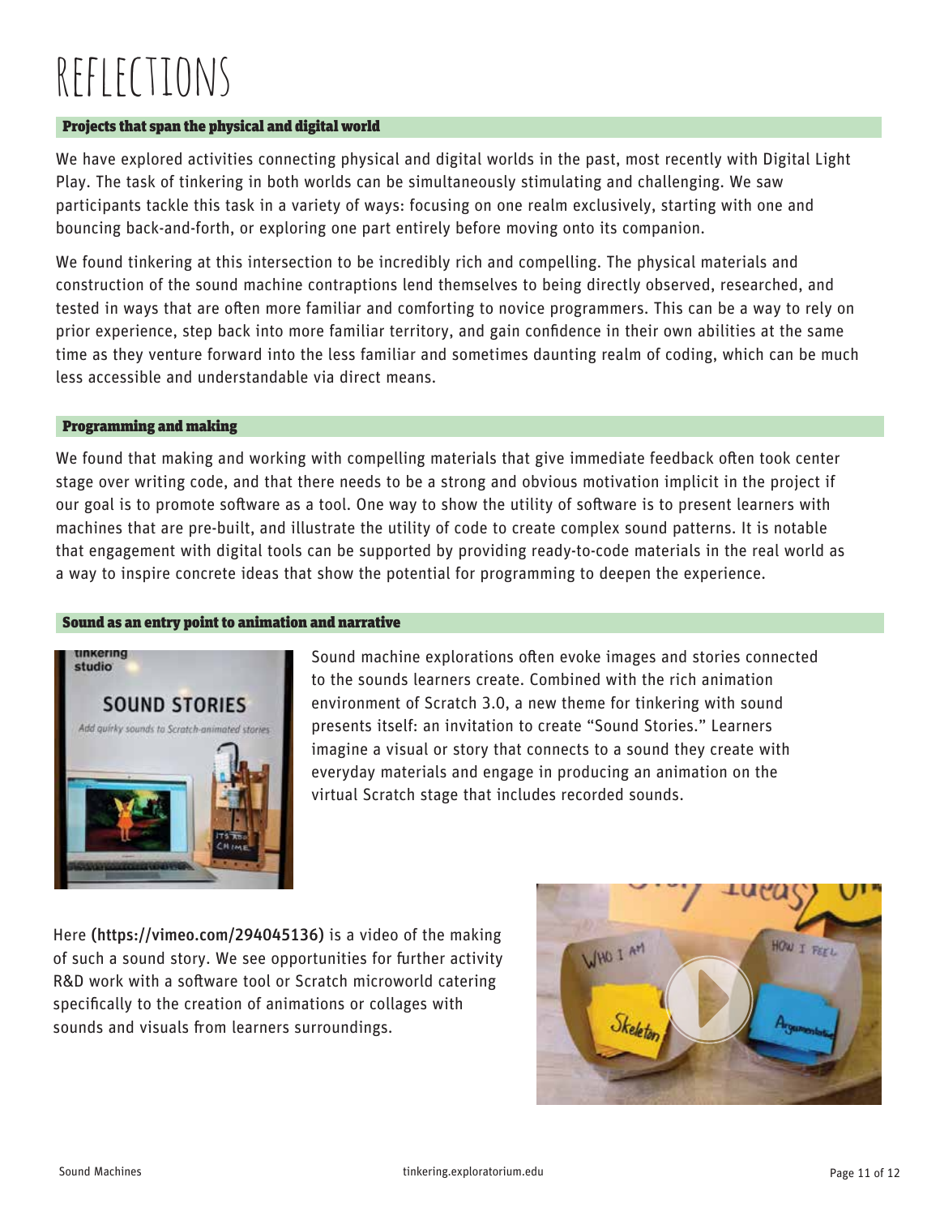# REFLECTIONS

## Projects that span the physical and digital world

We have explored activities connecting physical and digital worlds in the past, most recently with Digital Light Play. The task of tinkering in both worlds can be simultaneously stimulating and challenging. We saw participants tackle this task in a variety of ways: focusing on one realm exclusively, starting with one and bouncing back-and-forth, or exploring one part entirely before moving onto its companion.

We found tinkering at this intersection to be incredibly rich and compelling. The physical materials and construction of the sound machine contraptions lend themselves to being directly observed, researched, and tested in ways that are often more familiar and comforting to novice programmers. This can be a way to rely on prior experience, step back into more familiar territory, and gain confidence in their own abilities at the same time as they venture forward into the less familiar and sometimes daunting realm of coding, which can be much less accessible and understandable via direct means.

## Programming and making

We found that making and working with compelling materials that give immediate feedback often took center stage over writing code, and that there needs to be a strong and obvious motivation implicit in the project if our goal is to promote software as a tool. One way to show the utility of software is to present learners with machines that are pre-built, and illustrate the utility of code to create complex sound patterns. It is notable that engagement with digital tools can be supported by providing ready-to-code materials in the real world as a way to inspire concrete ideas that show the potential for programming to deepen the experience.

## Sound as an entry point to animation and narrative

Sound machine explorations often evoke images and stories connected to the sounds learners create. Combined with the rich animation environment of Scratch 3.0, a new theme for tinkering with sound presents itself: an invitation to create "Sound Stories." Learners imagine a visual or story that connects to a sound they create with everyday materials and engage in producing an animation on the virtual Scratch stage that includes recorded sounds.

Here **(https://vimeo.com/294045136)** is a video of the making of such a sound story. We see opportunities for further activity R&D work with a software tool or Scratch microworld catering specifically to the creation of animations or collages with sounds and visuals from learners surroundings.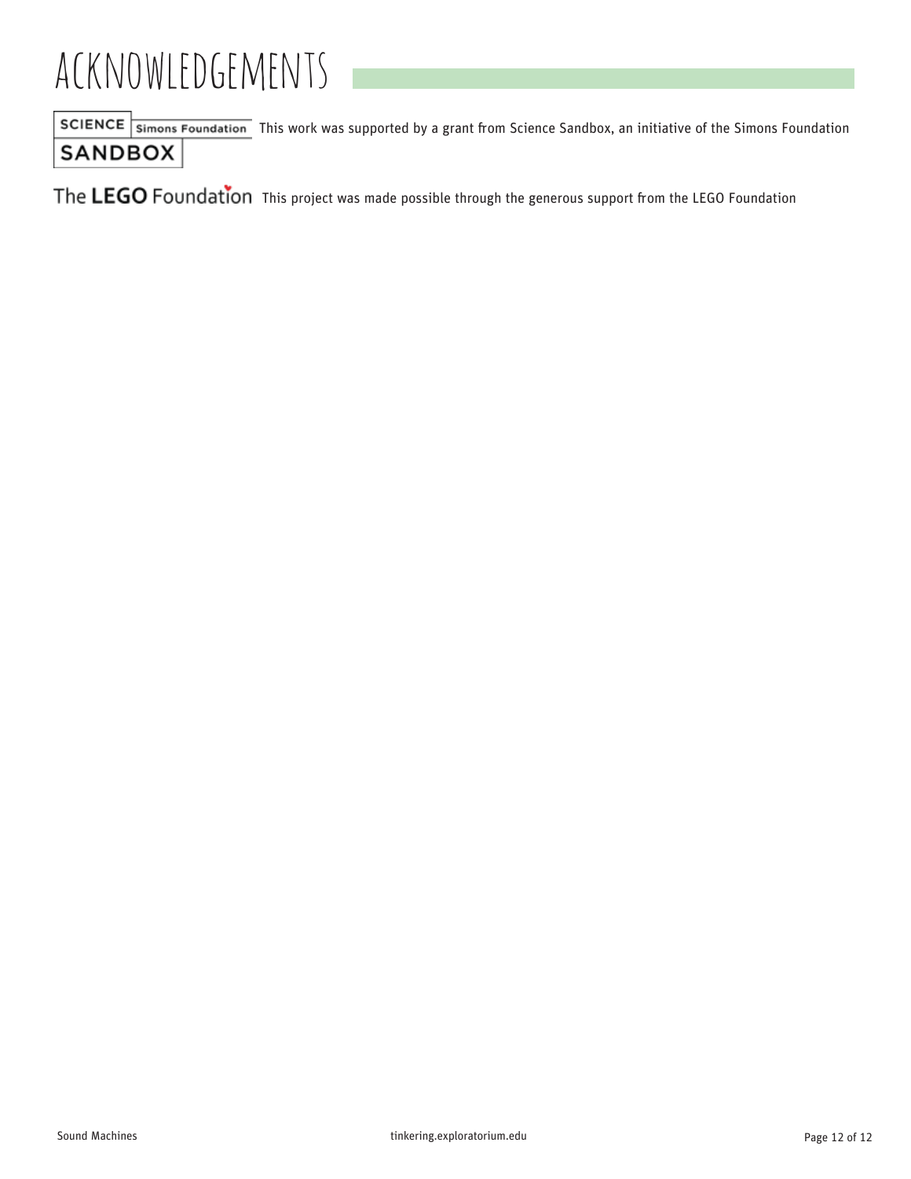# ACKNOWLEDGEMENTS

SCIENCE SANDBOX Simons Foundation This work was supported by a grant from Science Sandbox, an initiative of the Simons Foundation

The LEGO Foundation This project was made possible through the generous support from the LEGO Foundation